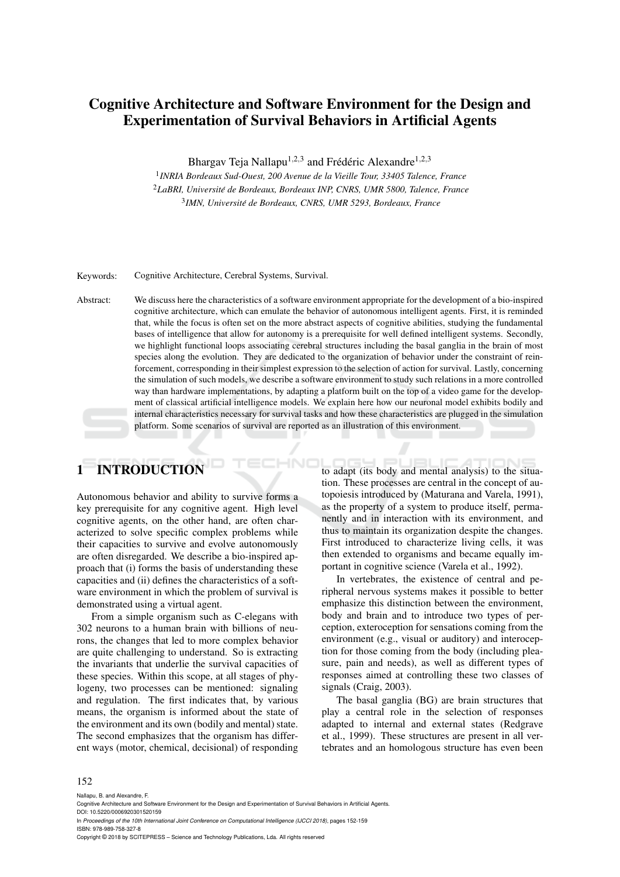# Cognitive Architecture and Software Environment for the Design and Experimentation of Survival Behaviors in Artificial Agents

Bhargav Teja Nallapu[1,2,3] and Frédéric Alexandre[1,2,3]

[1] *INRIA Bordeaux Sud-Ouest, 200 Avenue de la Vieille Tour, 33405 Talence, France*
[2] *LaBRI, Université de Bordeaux, Bordeaux INP, CNRS, UMR 5800, Talence, France*
[3] *IMN, Université de Bordeaux, CNRS, UMR 5293, Bordeaux, France*

Keywords: Cognitive Architecture, Cerebral Systems, Survival.

Abstract: We discuss here the characteristics of a software environment appropriate for the development of a bio-inspired cognitive architecture, which can emulate the behavior of autonomous intelligent agents. First, it is reminded that, while the focus is often set on the more abstract aspects of cognitive abilities, studying the fundamental bases of intelligence that allow for autonomy is a prerequisite for well defined intelligent systems. Secondly, we highlight functional loops associating cerebral structures including the basal ganglia in the brain of most species along the evolution. They are dedicated to the organization of behavior under the constraint of reinforcement, corresponding in their simplest expression to the selection of action for survival. Lastly, concerning the simulation of such models, we describe a software environment to study such relations in a more controlled way than hardware implementations, by adapting a platform built on the top of a video game for the development of classical artificial intelligence models. We explain here how our neuronal model exhibits bodily and internal characteristics necessary for survival tasks and how these characteristics are plugged in the simulation platform. Some scenarios of survival are reported as an illustration of this environment.

## 1 INTRODUCTION

Autonomous behavior and ability to survive forms a key prerequisite for any cognitive agent. High level cognitive agents, on the other hand, are often characterized to solve specific complex problems while their capacities to survive and evolve autonomously are often disregarded. We describe a bio-inspired approach that (i) forms the basis of understanding these capacities and (ii) defines the characteristics of a software environment in which the problem of survival is demonstrated using a virtual agent.

From a simple organism such as C-elegans with 302 neurons to a human brain with billions of neurons, the changes that led to more complex behavior are quite challenging to understand. So is extracting the invariants that underlie the survival capacities of these species. Within this scope, at all stages of phylogeny, two processes can be mentioned: signaling and regulation. The first indicates that, by various means, the organism is informed about the state of the environment and its own (bodily and mental) state. The second emphasizes that the organism has different ways (motor, chemical, decisional) of responding to adapt (its body and mental analysis) to the situation. These processes are central in the concept of autopoiesis introduced by (Maturana and Varela, 1991), as the property of a system to produce itself, permanently and in interaction with its environment, and thus to maintain its organization despite the changes. First introduced to characterize living cells, it was then extended to organisms and became equally important in cognitive science (Varela et al., 1992).

In vertebrates, the existence of central and peripheral nervous systems makes it possible to better emphasize this distinction between the environment, body and brain and to introduce two types of perception, exteroception for sensations coming from the environment (e.g., visual or auditory) and interoception for those coming from the body (including pleasure, pain and needs), as well as different types of responses aimed at controlling these two classes of signals (Craig, 2003).

The basal ganglia (BG) are brain structures that play a central role in the selection of responses adapted to internal and external states (Redgrave et al., 1999). These structures are present in all vertebrates and an homologous structure has even been

Nallapu, B. and Alexandre, F.
Cognitive Architecture and Software Environment for the Design and Experimentation of Survival Behaviors in Artificial Agents.
DOI: 10.5220/0006920301520159
In *Proceedings of the 10th International Joint Conference on Computational Intelligence (IJCCI 2018)*, pages 152-159
ISBN: 978-989-758-327-8
Copyright © 2018 by SCITEPRESS – Science and Technology Publications, Lda. All rights reserved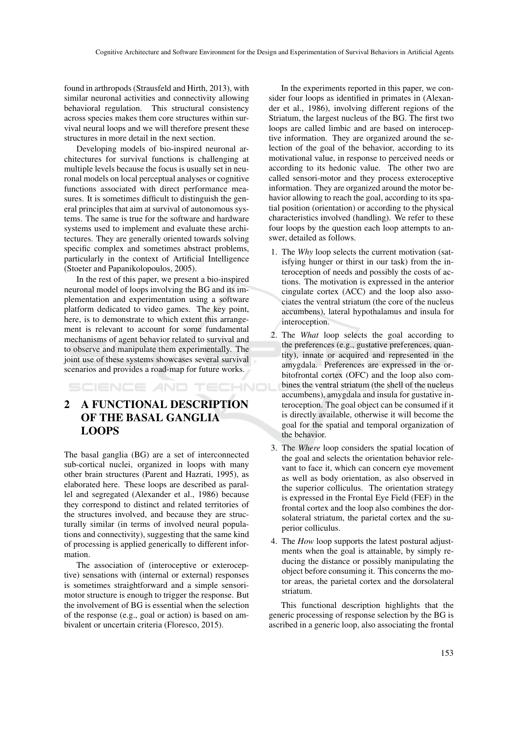found in arthropods (Strausfeld and Hirth, 2013), with similar neuronal activities and connectivity allowing behavioral regulation. This structural consistency across species makes them core structures within survival neural loops and we will therefore present these structures in more detail in the next section.

Developing models of bio-inspired neuronal architectures for survival functions is challenging at multiple levels because the focus is usually set in neuronal models on local perceptual analyses or cognitive functions associated with direct performance measures. It is sometimes difficult to distinguish the general principles that aim at survival of autonomous systems. The same is true for the software and hardware systems used to implement and evaluate these architectures. They are generally oriented towards solving specific complex and sometimes abstract problems, particularly in the context of Artificial Intelligence (Stoeter and Papanikolopoulos, 2005).

In the rest of this paper, we present a bio-inspired neuronal model of loops involving the BG and its implementation and experimentation using a software platform dedicated to video games. The key point, here, is to demonstrate to which extent this arrangement is relevant to account for some fundamental mechanisms of agent behavior related to survival and to observe and manipulate them experimentally. The joint use of these systems showcases several survival scenarios and provides a road-map for future works.

## 2 A FUNCTIONAL DESCRIPTION OF THE BASAL GANGLIA LOOPS

The basal ganglia (BG) are a set of interconnected sub-cortical nuclei, organized in loops with many other brain structures (Parent and Hazrati, 1995), as elaborated here. These loops are described as parallel and segregated (Alexander et al., 1986) because they correspond to distinct and related territories of the structures involved, and because they are structurally similar (in terms of involved neural populations and connectivity), suggesting that the same kind of processing is applied generically to different information.

The association of (interoceptive or exteroceptive) sensations with (internal or external) responses is sometimes straightforward and a simple sensorimotor structure is enough to trigger the response. But the involvement of BG is essential when the selection of the response (e.g., goal or action) is based on ambivalent or uncertain criteria (Floresco, 2015).

In the experiments reported in this paper, we consider four loops as identified in primates in (Alexander et al., 1986), involving different regions of the Striatum, the largest nucleus of the BG. The first two loops are called limbic and are based on interoceptive information. They are organized around the selection of the goal of the behavior, according to its motivational value, in response to perceived needs or according to its hedonic value. The other two are called sensori-motor and they process exteroceptive information. They are organized around the motor behavior allowing to reach the goal, according to its spatial position (orientation) or according to the physical characteristics involved (handling). We refer to these four loops by the question each loop attempts to answer, detailed as follows.

1. The *Why* loop selects the current motivation (satisfying hunger or thirst in our task) from the interoception of needs and possibly the costs of actions. The motivation is expressed in the anterior cingulate cortex (ACC) and the loop also associates the ventral striatum (the core of the nucleus accumbens), lateral hypothalamus and insula for interoception.
2. The *What* loop selects the goal according to the preferences (e.g., gustative preferences, quantity), innate or acquired and represented in the amygdala. Preferences are expressed in the orbitofrontal cortex (OFC) and the loop also combines the ventral striatum (the shell of the nucleus accumbens), amygdala and insula for gustative interoception. The goal object can be consumed if it is directly available, otherwise it will become the goal for the spatial and temporal organization of the behavior.
3. The *Where* loop considers the spatial location of the goal and selects the orientation behavior relevant to face it, which can concern eye movement as well as body orientation, as also observed in the superior colliculus. The orientation strategy is expressed in the Frontal Eye Field (FEF) in the frontal cortex and the loop also combines the dorsolateral striatum, the parietal cortex and the superior colliculus.
4. The *How* loop supports the latest postural adjustments when the goal is attainable, by simply reducing the distance or possibly manipulating the object before consuming it. This concerns the motor areas, the parietal cortex and the dorsolateral striatum.

This functional description highlights that the generic processing of response selection by the BG is ascribed in a generic loop, also associating the frontal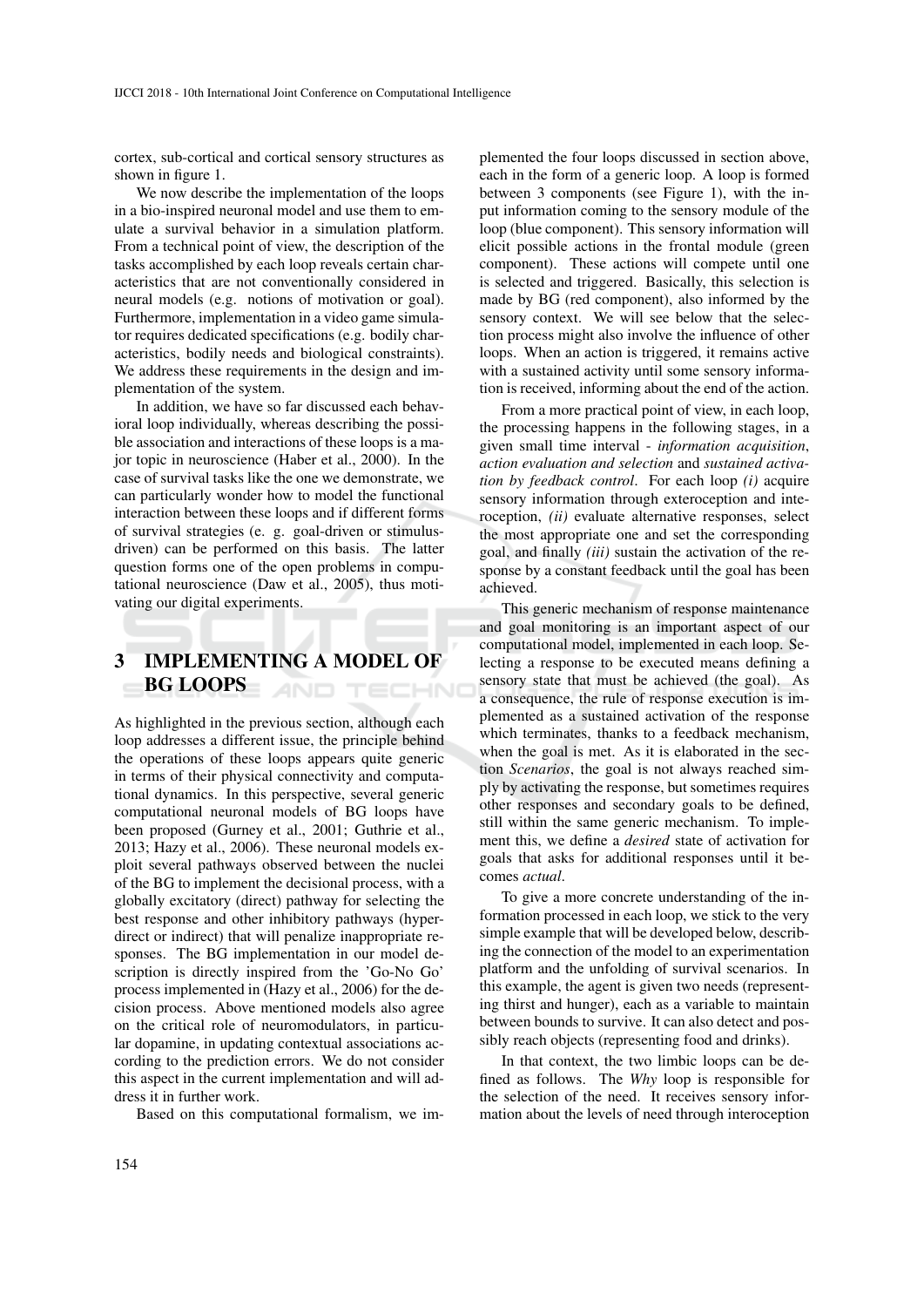cortex, sub-cortical and cortical sensory structures as shown in figure 1.

We now describe the implementation of the loops in a bio-inspired neuronal model and use them to emulate a survival behavior in a simulation platform. From a technical point of view, the description of the tasks accomplished by each loop reveals certain characteristics that are not conventionally considered in neural models (e.g. notions of motivation or goal). Furthermore, implementation in a video game simulator requires dedicated specifications (e.g. bodily characteristics, bodily needs and biological constraints). We address these requirements in the design and implementation of the system.

In addition, we have so far discussed each behavioral loop individually, whereas describing the possible association and interactions of these loops is a major topic in neuroscience (Haber et al., 2000). In the case of survival tasks like the one we demonstrate, we can particularly wonder how to model the functional interaction between these loops and if different forms of survival strategies (e. g. goal-driven or stimulus-driven) can be performed on this basis. The latter question forms one of the open problems in computational neuroscience (Daw et al., 2005), thus motivating our digital experiments.

# 3 IMPLEMENTING A MODEL OF BG LOOPS

As highlighted in the previous section, although each loop addresses a different issue, the principle behind the operations of these loops appears quite generic in terms of their physical connectivity and computational dynamics. In this perspective, several generic computational neuronal models of BG loops have been proposed (Gurney et al., 2001; Guthrie et al., 2013; Hazy et al., 2006). These neuronal models exploit several pathways observed between the nuclei of the BG to implement the decisional process, with a globally excitatory (direct) pathway for selecting the best response and other inhibitory pathways (hyperdirect or indirect) that will penalize inappropriate responses. The BG implementation in our model description is directly inspired from the 'Go-No Go' process implemented in (Hazy et al., 2006) for the decision process. Above mentioned models also agree on the critical role of neuromodulators, in particular dopamine, in updating contextual associations according to the prediction errors. We do not consider this aspect in the current implementation and will address it in further work.

Based on this computational formalism, we implemented the four loops discussed in section above, each in the form of a generic loop. A loop is formed between 3 components (see Figure 1), with the input information coming to the sensory module of the loop (blue component). This sensory information will elicit possible actions in the frontal module (green component). These actions will compete until one is selected and triggered. Basically, this selection is made by BG (red component), also informed by the sensory context. We will see below that the selection process might also involve the influence of other loops. When an action is triggered, it remains active with a sustained activity until some sensory information is received, informing about the end of the action.

From a more practical point of view, in each loop, the processing happens in the following stages, in a given small time interval - *information acquisition*, *action evaluation and selection* and *sustained activation by feedback control*. For each loop *(i)* acquire sensory information through exteroception and interoception, *(ii)* evaluate alternative responses, select the most appropriate one and set the corresponding goal, and finally *(iii)* sustain the activation of the response by a constant feedback until the goal has been achieved.

This generic mechanism of response maintenance and goal monitoring is an important aspect of our computational model, implemented in each loop. Selecting a response to be executed means defining a sensory state that must be achieved (the goal). As a consequence, the rule of response execution is implemented as a sustained activation of the response which terminates, thanks to a feedback mechanism, when the goal is met. As it is elaborated in the section *Scenarios*, the goal is not always reached simply by activating the response, but sometimes requires other responses and secondary goals to be defined, still within the same generic mechanism. To implement this, we define a *desired* state of activation for goals that asks for additional responses until it becomes *actual*.

To give a more concrete understanding of the information processed in each loop, we stick to the very simple example that will be developed below, describing the connection of the model to an experimentation platform and the unfolding of survival scenarios. In this example, the agent is given two needs (representing thirst and hunger), each as a variable to maintain between bounds to survive. It can also detect and possibly reach objects (representing food and drinks).

In that context, the two limbic loops can be defined as follows. The *Why* loop is responsible for the selection of the need. It receives sensory information about the levels of need through interoception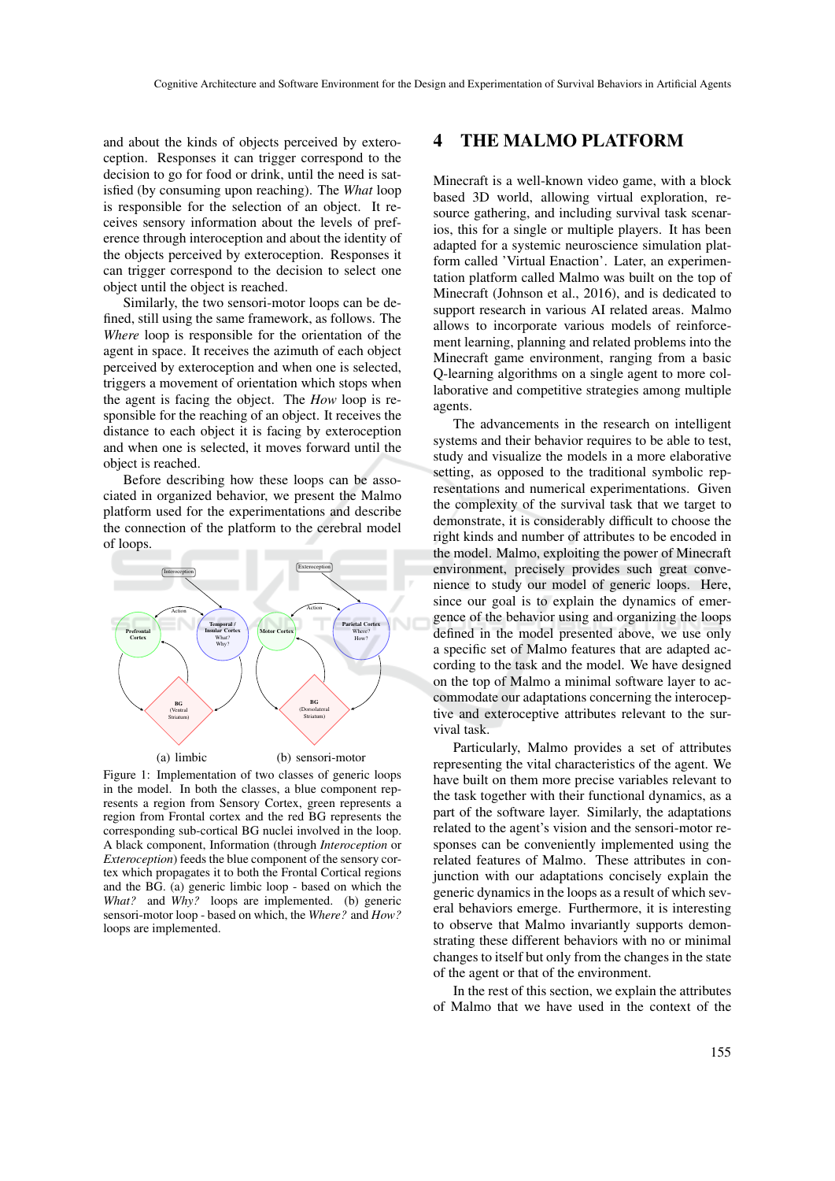and about the kinds of objects perceived by exteroception. Responses it can trigger correspond to the decision to go for food or drink, until the need is satisfied (by consuming upon reaching). The *What* loop is responsible for the selection of an object. It receives sensory information about the levels of preference through interoception and about the identity of the objects perceived by exteroception. Responses it can trigger correspond to the decision to select one object until the object is reached.

Similarly, the two sensori-motor loops can be defined, still using the same framework, as follows. The *Where* loop is responsible for the orientation of the agent in space. It receives the azimuth of each object perceived by exteroception and when one is selected, triggers a movement of orientation which stops when the agent is facing the object. The *How* loop is responsible for the reaching of an object. It receives the distance to each object it is facing by exteroception and when one is selected, it moves forward until the object is reached.

Before describing how these loops can be associated in organized behavior, we present the Malmo platform used for the experimentations and describe the connection of the platform to the cerebral model of loops.

(a) limbic (b) sensori-motor

Figure 1: Implementation of two classes of generic loops in the model. In both the classes, a blue component represents a region from Sensory Cortex, green represents a region from Frontal cortex and the red BG represents the corresponding sub-cortical BG nuclei involved in the loop. A black component, Information (through *Interoception* or *Exteroception*) feeds the blue component of the sensory cortex which propagates it to both the Frontal Cortical regions and the BG. (a) generic limbic loop - based on which the *What?* and *Why?* loops are implemented. (b) generic sensori-motor loop - based on which, the *Where?* and *How?* loops are implemented.

# 4 THE MALMO PLATFORM

Minecraft is a well-known video game, with a block based 3D world, allowing virtual exploration, resource gathering, and including survival task scenarios, this for a single or multiple players. It has been adapted for a systemic neuroscience simulation platform called 'Virtual Enaction'. Later, an experimentation platform called Malmo was built on the top of Minecraft (Johnson et al., 2016), and is dedicated to support research in various AI related areas. Malmo allows to incorporate various models of reinforcement learning, planning and related problems into the Minecraft game environment, ranging from a basic Q-learning algorithms on a single agent to more collaborative and competitive strategies among multiple agents.

The advancements in the research on intelligent systems and their behavior requires to be able to test, study and visualize the models in a more elaborative setting, as opposed to the traditional symbolic representations and numerical experimentations. Given the complexity of the survival task that we target to demonstrate, it is considerably difficult to choose the right kinds and number of attributes to be encoded in the model. Malmo, exploiting the power of Minecraft environment, precisely provides such great convenience to study our model of generic loops. Here, since our goal is to explain the dynamics of emergence of the behavior using and organizing the loops defined in the model presented above, we use only a specific set of Malmo features that are adapted according to the task and the model. We have designed on the top of Malmo a minimal software layer to accommodate our adaptations concerning the interoceptive and exteroceptive attributes relevant to the survival task.

Particularly, Malmo provides a set of attributes representing the vital characteristics of the agent. We have built on them more precise variables relevant to the task together with their functional dynamics, as a part of the software layer. Similarly, the adaptations related to the agent's vision and the sensori-motor responses can be conveniently implemented using the related features of Malmo. These attributes in conjunction with our adaptations concisely explain the generic dynamics in the loops as a result of which several behaviors emerge. Furthermore, it is interesting to observe that Malmo invariantly supports demonstrating these different behaviors with no or minimal changes to itself but only from the changes in the state of the agent or that of the environment.

In the rest of this section, we explain the attributes of Malmo that we have used in the context of the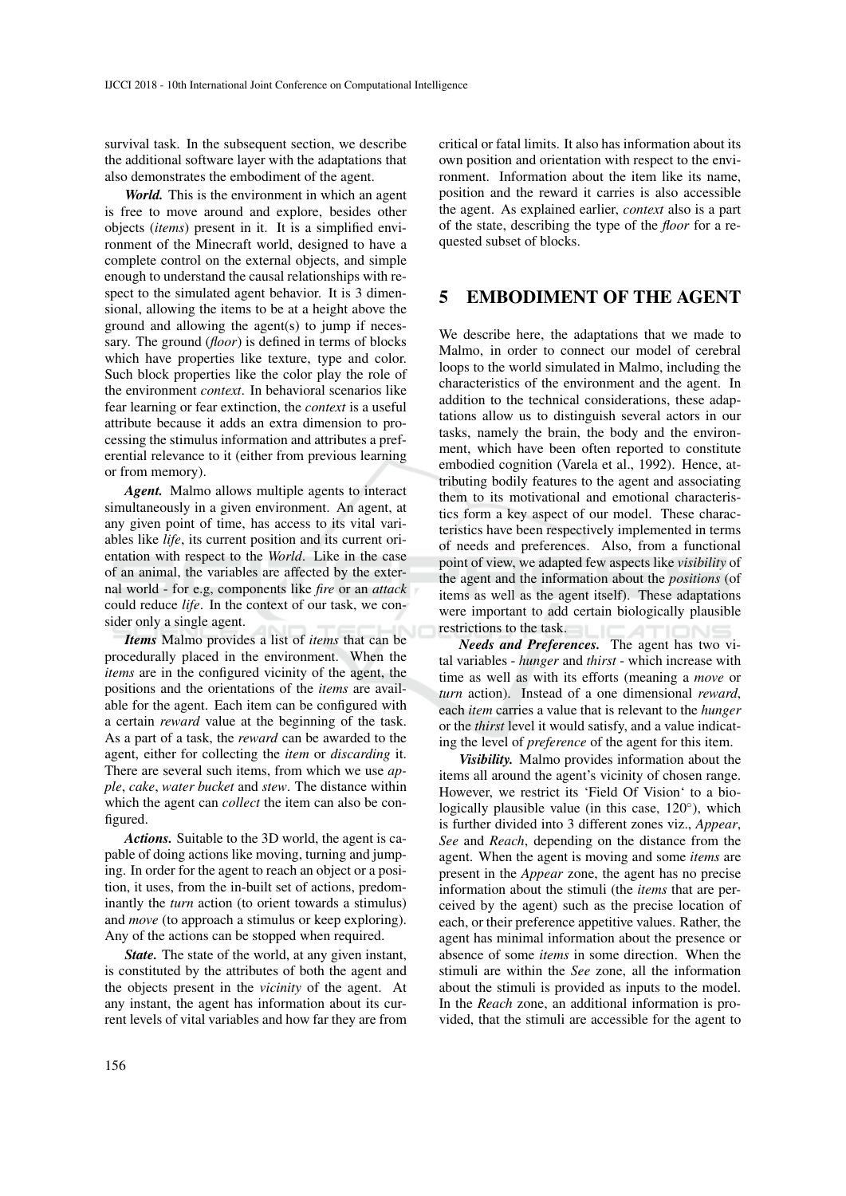survival task. In the subsequent section, we describe the additional software layer with the adaptations that also demonstrates the embodiment of the agent.

***World.*** This is the environment in which an agent is free to move around and explore, besides other objects (*items*) present in it. It is a simplified environment of the Minecraft world, designed to have a complete control on the external objects, and simple enough to understand the causal relationships with respect to the simulated agent behavior. It is 3 dimensional, allowing the items to be at a height above the ground and allowing the agent(s) to jump if necessary. The ground (*floor*) is defined in terms of blocks which have properties like texture, type and color. Such block properties like the color play the role of the environment *context*. In behavioral scenarios like fear learning or fear extinction, the *context* is a useful attribute because it adds an extra dimension to processing the stimulus information and attributes a preferential relevance to it (either from previous learning or from memory).

***Agent.*** Malmo allows multiple agents to interact simultaneously in a given environment. An agent, at any given point of time, has access to its vital variables like *life*, its current position and its current orientation with respect to the *World*. Like in the case of an animal, the variables are affected by the external world - for e.g, components like *fire* or an *attack* could reduce *life*. In the context of our task, we consider only a single agent.

***Items*** Malmo provides a list of *items* that can be procedurally placed in the environment. When the *items* are in the configured vicinity of the agent, the positions and the orientations of the *items* are available for the agent. Each item can be configured with a certain *reward* value at the beginning of the task. As a part of a task, the *reward* can be awarded to the agent, either for collecting the *item* or *discarding* it. There are several such items, from which we use *apple*, *cake*, *water bucket* and *stew*. The distance within which the agent can *collect* the item can also be configured.

***Actions.*** Suitable to the 3D world, the agent is capable of doing actions like moving, turning and jumping. In order for the agent to reach an object or a position, it uses, from the in-built set of actions, predominantly the *turn* action (to orient towards a stimulus) and *move* (to approach a stimulus or keep exploring). Any of the actions can be stopped when required.

***State.*** The state of the world, at any given instant, is constituted by the attributes of both the agent and the objects present in the *vicinity* of the agent. At any instant, the agent has information about its current levels of vital variables and how far they are from critical or fatal limits. It also has information about its own position and orientation with respect to the environment. Information about the item like its name, position and the reward it carries is also accessible the agent. As explained earlier, *context* also is a part of the state, describing the type of the *floor* for a requested subset of blocks.

## 5 EMBODIMENT OF THE AGENT

We describe here, the adaptations that we made to Malmo, in order to connect our model of cerebral loops to the world simulated in Malmo, including the characteristics of the environment and the agent. In addition to the technical considerations, these adaptations allow us to distinguish several actors in our tasks, namely the brain, the body and the environment, which have been often reported to constitute embodied cognition (Varela et al., 1992). Hence, attributing bodily features to the agent and associating them to its motivational and emotional characteristics form a key aspect of our model. These characteristics have been respectively implemented in terms of needs and preferences. Also, from a functional point of view, we adapted few aspects like *visibility* of the agent and the information about the *positions* (of items as well as the agent itself). These adaptations were important to add certain biologically plausible restrictions to the task.

***Needs and Preferences.*** The agent has two vital variables - *hunger* and *thirst* - which increase with time as well as with its efforts (meaning a *move* or *turn* action). Instead of a one dimensional *reward*, each *item* carries a value that is relevant to the *hunger* or the *thirst* level it would satisfy, and a value indicating the level of *preference* of the agent for this item.

***Visibility.*** Malmo provides information about the items all around the agent's vicinity of chosen range. However, we restrict its 'Field Of Vision' to a biologically plausible value (in this case, 120°), which is further divided into 3 different zones viz., *Appear*, *See* and *Reach*, depending on the distance from the agent. When the agent is moving and some *items* are present in the *Appear* zone, the agent has no precise information about the stimuli (the *items* that are perceived by the agent) such as the precise location of each, or their preference appetitive values. Rather, the agent has minimal information about the presence or absence of some *items* in some direction. When the stimuli are within the *See* zone, all the information about the stimuli is provided as inputs to the model. In the *Reach* zone, an additional information is provided, that the stimuli are accessible for the agent to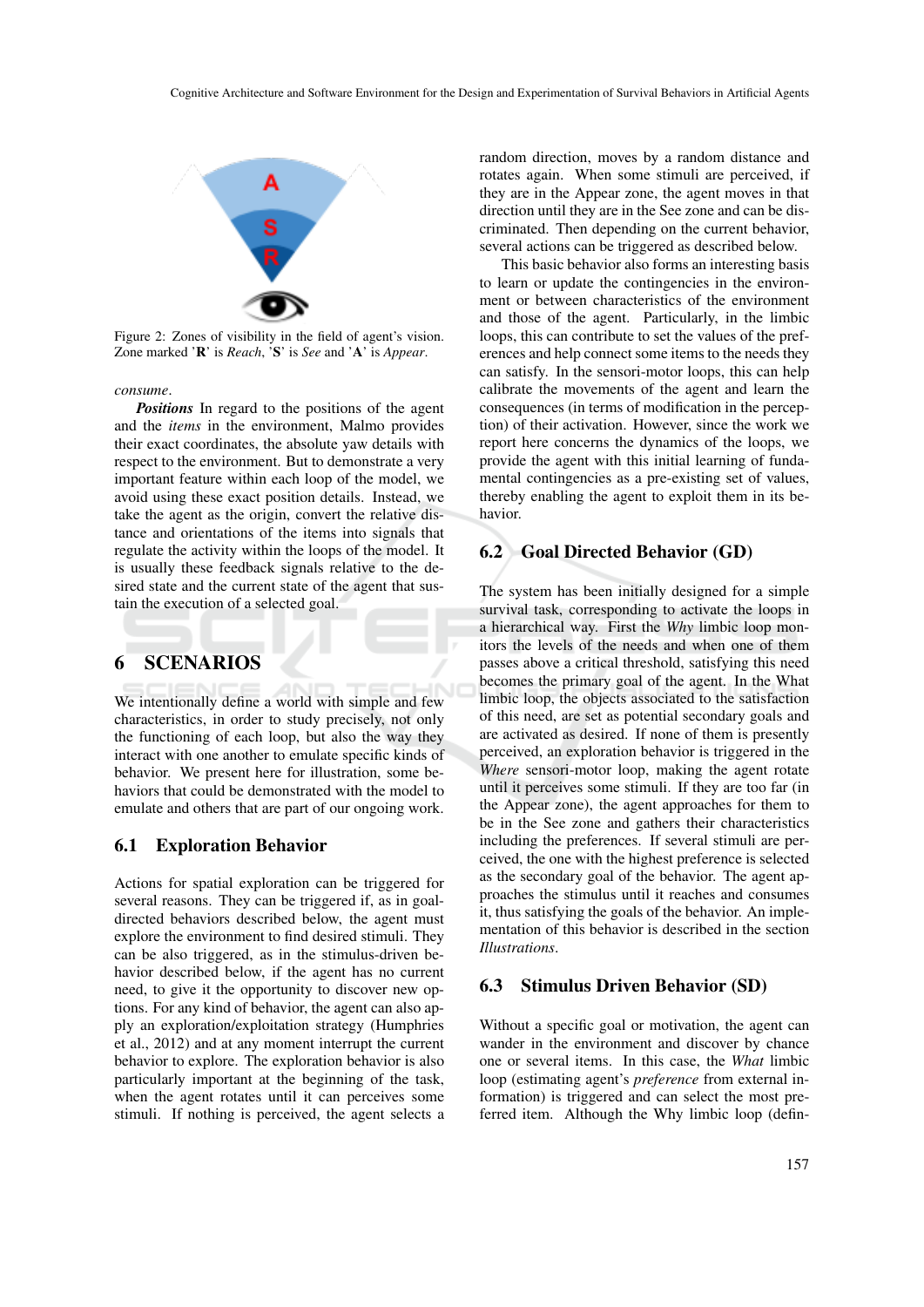Figure 2: Zones of visibility in the field of agent's vision. Zone marked '**R**' is *Reach*, '**S**' is *See* and '**A**' is *Appear*.

*consume*.

***Positions*** In regard to the positions of the agent and the *items* in the environment, Malmo provides their exact coordinates, the absolute yaw details with respect to the environment. But to demonstrate a very important feature within each loop of the model, we avoid using these exact position details. Instead, we take the agent as the origin, convert the relative distance and orientations of the items into signals that regulate the activity within the loops of the model. It is usually these feedback signals relative to the desired state and the current state of the agent that sustain the execution of a selected goal.

# 6 SCENARIOS

We intentionally define a world with simple and few characteristics, in order to study precisely, not only the functioning of each loop, but also the way they interact with one another to emulate specific kinds of behavior. We present here for illustration, some behaviors that could be demonstrated with the model to emulate and others that are part of our ongoing work.

## 6.1 Exploration Behavior

Actions for spatial exploration can be triggered for several reasons. They can be triggered if, as in goal-directed behaviors described below, the agent must explore the environment to find desired stimuli. They can be also triggered, as in the stimulus-driven behavior described below, if the agent has no current need, to give it the opportunity to discover new options. For any kind of behavior, the agent can also apply an exploration/exploitation strategy (Humphries et al., 2012) and at any moment interrupt the current behavior to explore. The exploration behavior is also particularly important at the beginning of the task, when the agent rotates until it can perceives some stimuli. If nothing is perceived, the agent selects a random direction, moves by a random distance and rotates again. When some stimuli are perceived, if they are in the Appear zone, the agent moves in that direction until they are in the See zone and can be discriminated. Then depending on the current behavior, several actions can be triggered as described below.

This basic behavior also forms an interesting basis to learn or update the contingencies in the environment or between characteristics of the environment and those of the agent. Particularly, in the limbic loops, this can contribute to set the values of the preferences and help connect some items to the needs they can satisfy. In the sensori-motor loops, this can help calibrate the movements of the agent and learn the consequences (in terms of modification in the perception) of their activation. However, since the work we report here concerns the dynamics of the loops, we provide the agent with this initial learning of fundamental contingencies as a pre-existing set of values, thereby enabling the agent to exploit them in its behavior.

## 6.2 Goal Directed Behavior (GD)

The system has been initially designed for a simple survival task, corresponding to activate the loops in a hierarchical way. First the *Why* limbic loop monitors the levels of the needs and when one of them passes above a critical threshold, satisfying this need becomes the primary goal of the agent. In the What limbic loop, the objects associated to the satisfaction of this need, are set as potential secondary goals and are activated as desired. If none of them is presently perceived, an exploration behavior is triggered in the *Where* sensori-motor loop, making the agent rotate until it perceives some stimuli. If they are too far (in the Appear zone), the agent approaches for them to be in the See zone and gathers their characteristics including the preferences. If several stimuli are perceived, the one with the highest preference is selected as the secondary goal of the behavior. The agent approaches the stimulus until it reaches and consumes it, thus satisfying the goals of the behavior. An implementation of this behavior is described in the section *Illustrations*.

## 6.3 Stimulus Driven Behavior (SD)

Without a specific goal or motivation, the agent can wander in the environment and discover by chance one or several items. In this case, the *What* limbic loop (estimating agent's *preference* from external information) is triggered and can select the most preferred item. Although the Why limbic loop (defin-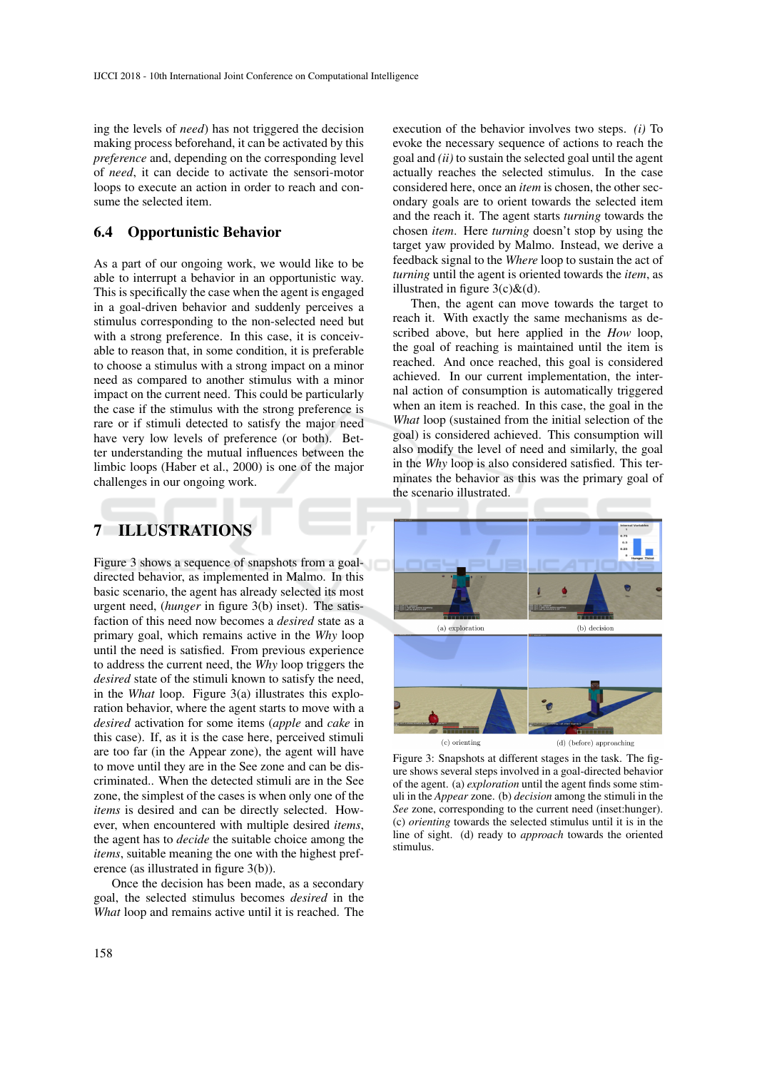ing the levels of *need*) has not triggered the decision making process beforehand, it can be activated by this *preference* and, depending on the corresponding level of *need*, it can decide to activate the sensori-motor loops to execute an action in order to reach and consume the selected item.

### 6.4 Opportunistic Behavior

As a part of our ongoing work, we would like to be able to interrupt a behavior in an opportunistic way. This is specifically the case when the agent is engaged in a goal-driven behavior and suddenly perceives a stimulus corresponding to the non-selected need but with a strong preference. In this case, it is conceivable to reason that, in some condition, it is preferable to choose a stimulus with a strong impact on a minor need as compared to another stimulus with a minor impact on the current need. This could be particularly the case if the stimulus with the strong preference is rare or if stimuli detected to satisfy the major need have very low levels of preference (or both). Better understanding the mutual influences between the limbic loops (Haber et al., 2000) is one of the major challenges in our ongoing work.

## 7 ILLUSTRATIONS

Figure 3 shows a sequence of snapshots from a goal-directed behavior, as implemented in Malmo. In this basic scenario, the agent has already selected its most urgent need, (*hunger* in figure 3(b) inset). The satisfaction of this need now becomes a *desired* state as a primary goal, which remains active in the *Why* loop until the need is satisfied. From previous experience to address the current need, the *Why* loop triggers the *desired* state of the stimuli known to satisfy the need, in the *What* loop. Figure 3(a) illustrates this exploration behavior, where the agent starts to move with a *desired* activation for some items (*apple* and *cake* in this case). If, as it is the case here, perceived stimuli are too far (in the Appear zone), the agent will have to move until they are in the See zone and can be discriminated.. When the detected stimuli are in the See zone, the simplest of the cases is when only one of the *items* is desired and can be directly selected. However, when encountered with multiple desired *items*, the agent has to *decide* the suitable choice among the *items*, suitable meaning the one with the highest preference (as illustrated in figure 3(b)).

Once the decision has been made, as a secondary goal, the selected stimulus becomes *desired* in the *What* loop and remains active until it is reached. The execution of the behavior involves two steps. *(i)* To evoke the necessary sequence of actions to reach the goal and *(ii)* to sustain the selected goal until the agent actually reaches the selected stimulus. In the case considered here, once an *item* is chosen, the other secondary goals are to orient towards the selected item and the reach it. The agent starts *turning* towards the chosen *item*. Here *turning* doesn't stop by using the target yaw provided by Malmo. Instead, we derive a feedback signal to the *Where* loop to sustain the act of *turning* until the agent is oriented towards the *item*, as illustrated in figure 3(c)&(d).

Then, the agent can move towards the target to reach it. With exactly the same mechanisms as described above, but here applied in the *How* loop, the goal of reaching is maintained until the item is reached. And once reached, this goal is considered achieved. In our current implementation, the internal action of consumption is automatically triggered when an item is reached. In this case, the goal in the *What* loop (sustained from the initial selection of the goal) is considered achieved. This consumption will also modify the level of need and similarly, the goal in the *Why* loop is also considered satisfied. This terminates the behavior as this was the primary goal of the scenario illustrated.

(a) exploration (b) decision (c) orienting (d) (before) approaching

Figure 3: Snapshots at different stages in the task. The figure shows several steps involved in a goal-directed behavior of the agent. (a) *exploration* until the agent finds some stimuli in the *Appear* zone. (b) *decision* among the stimuli in the *See* zone, corresponding to the current need (inset:hunger). (c) *orienting* towards the selected stimulus until it is in the line of sight. (d) ready to *approach* towards the oriented stimulus.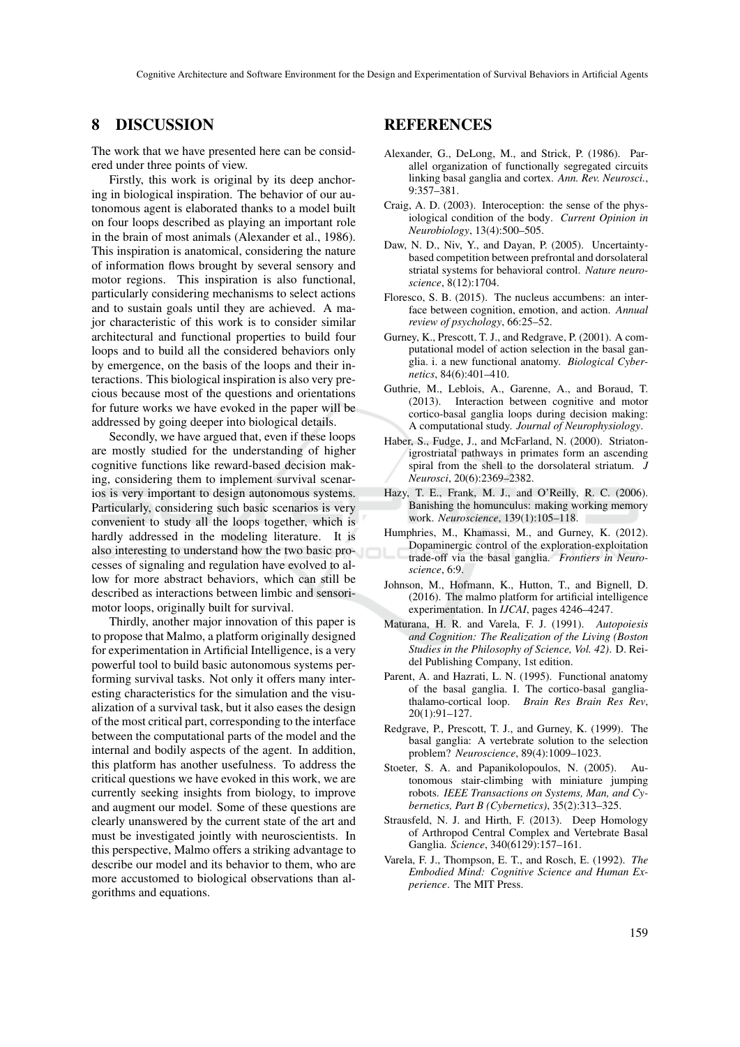## 8 DISCUSSION

The work that we have presented here can be considered under three points of view.

Firstly, this work is original by its deep anchoring in biological inspiration. The behavior of our autonomous agent is elaborated thanks to a model built on four loops described as playing an important role in the brain of most animals (Alexander et al., 1986). This inspiration is anatomical, considering the nature of information flows brought by several sensory and motor regions. This inspiration is also functional, particularly considering mechanisms to select actions and to sustain goals until they are achieved. A major characteristic of this work is to consider similar architectural and functional properties to build four loops and to build all the considered behaviors only by emergence, on the basis of the loops and their interactions. This biological inspiration is also very precious because most of the questions and orientations for future works we have evoked in the paper will be addressed by going deeper into biological details.

Secondly, we have argued that, even if these loops are mostly studied for the understanding of higher cognitive functions like reward-based decision making, considering them to implement survival scenarios is very important to design autonomous systems. Particularly, considering such basic scenarios is very convenient to study all the loops together, which is hardly addressed in the modeling literature. It is also interesting to understand how the two basic processes of signaling and regulation have evolved to allow for more abstract behaviors, which can still be described as interactions between limbic and sensorimotor loops, originally built for survival.

Thirdly, another major innovation of this paper is to propose that Malmo, a platform originally designed for experimentation in Artificial Intelligence, is a very powerful tool to build basic autonomous systems performing survival tasks. Not only it offers many interesting characteristics for the simulation and the visualization of a survival task, but it also eases the design of the most critical part, corresponding to the interface between the computational parts of the model and the internal and bodily aspects of the agent. In addition, this platform has another usefulness. To address the critical questions we have evoked in this work, we are currently seeking insights from biology, to improve and augment our model. Some of these questions are clearly unanswered by the current state of the art and must be investigated jointly with neuroscientists. In this perspective, Malmo offers a striking advantage to describe our model and its behavior to them, who are more accustomed to biological observations than algorithms and equations.

## REFERENCES

Alexander, G., DeLong, M., and Strick, P. (1986). Parallel organization of functionally segregated circuits linking basal ganglia and cortex. *Ann. Rev. Neurosci.*, 9:357–381.

Craig, A. D. (2003). Interoception: the sense of the physiological condition of the body. *Current Opinion in Neurobiology*, 13(4):500–505.

Daw, N. D., Niv, Y., and Dayan, P. (2005). Uncertainty-based competition between prefrontal and dorsolateral striatal systems for behavioral control. *Nature neuroscience*, 8(12):1704.

Floresco, S. B. (2015). The nucleus accumbens: an interface between cognition, emotion, and action. *Annual review of psychology*, 66:25–52.

Gurney, K., Prescott, T. J., and Redgrave, P. (2001). A computational model of action selection in the basal ganglia. i. a new functional anatomy. *Biological Cybernetics*, 84(6):401–410.

Guthrie, M., Leblois, A., Garenne, A., and Boraud, T. (2013). Interaction between cognitive and motor cortico-basal ganglia loops during decision making: A computational study. *Journal of Neurophysiology*.

Haber, S., Fudge, J., and McFarland, N. (2000). Striatonigrostriatal pathways in primates form an ascending spiral from the shell to the dorsolateral striatum. *J Neurosci*, 20(6):2369–2382.

Hazy, T. E., Frank, M. J., and O'Reilly, R. C. (2006). Banishing the homunculus: making working memory work. *Neuroscience*, 139(1):105–118.

Humphries, M., Khamassi, M., and Gurney, K. (2012). Dopaminergic control of the exploration-exploitation trade-off via the basal ganglia. *Frontiers in Neuroscience*, 6:9.

Johnson, M., Hofmann, K., Hutton, T., and Bignell, D. (2016). The malmo platform for artificial intelligence experimentation. In *IJCAI*, pages 4246–4247.

Maturana, H. R. and Varela, F. J. (1991). *Autopoiesis and Cognition: The Realization of the Living (Boston Studies in the Philosophy of Science, Vol. 42)*. D. Reidel Publishing Company, 1st edition.

Parent, A. and Hazrati, L. N. (1995). Functional anatomy of the basal ganglia. I. The cortico-basal ganglia-thalamo-cortical loop. *Brain Res Brain Res Rev*, 20(1):91–127.

Redgrave, P., Prescott, T. J., and Gurney, K. (1999). The basal ganglia: A vertebrate solution to the selection problem? *Neuroscience*, 89(4):1009–1023.

Stoeter, S. A. and Papanikolopoulos, N. (2005). Autonomous stair-climbing with miniature jumping robots. *IEEE Transactions on Systems, Man, and Cybernetics, Part B (Cybernetics)*, 35(2):313–325.

Strausfeld, N. J. and Hirth, F. (2013). Deep Homology of Arthropod Central Complex and Vertebrate Basal Ganglia. *Science*, 340(6129):157–161.

Varela, F. J., Thompson, E. T., and Rosch, E. (1992). *The Embodied Mind: Cognitive Science and Human Experience*. The MIT Press.